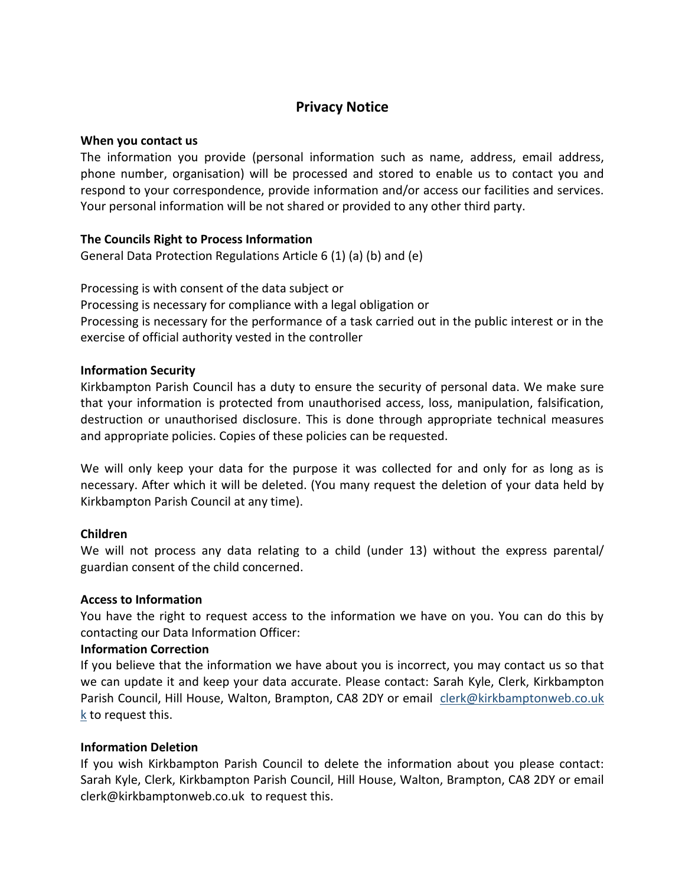# Privacy Notice

**When you contact us**

The information you provide (personal information such as name, address, email address, phone number, organisation) will be processed and stored to enable us to contact you and respond to your correspondence, provide information and/or access our facilities and services. Your personal information will be not shared or provided to any other third party.

**The Councils Right to Process Information**

General Data Protection Regulations Article 6 (1) (a) (b) and (e)

Processing is with consent of the data subject or
Processing is necessary for compliance with a legal obligation or
Processing is necessary for the performance of a task carried out in the public interest or in the exercise of official authority vested in the controller

**Information Security**

Kirkbampton Parish Council has a duty to ensure the security of personal data. We make sure that your information is protected from unauthorised access, loss, manipulation, falsification, destruction or unauthorised disclosure. This is done through appropriate technical measures and appropriate policies. Copies of these policies can be requested.

We will only keep your data for the purpose it was collected for and only for as long as is necessary. After which it will be deleted. (You many request the deletion of your data held by Kirkbampton Parish Council at any time).

**Children**

We will not process any data relating to a child (under 13) without the express parental/ guardian consent of the child concerned.

**Access to Information**

You have the right to request access to the information we have on you. You can do this by contacting our Data Information Officer:

**Information Correction**

If you believe that the information we have about you is incorrect, you may contact us so that we can update it and keep your data accurate. Please contact: Sarah Kyle, Clerk, Kirkbampton Parish Council, Hill House, Walton, Brampton, CA8 2DY or email clerk@kirkbamptonweb.co.ukk to request this.

**Information Deletion**

If you wish Kirkbampton Parish Council to delete the information about you please contact: Sarah Kyle, Clerk, Kirkbampton Parish Council, Hill House, Walton, Brampton, CA8 2DY or email clerk@kirkbamptonweb.co.uk to request this.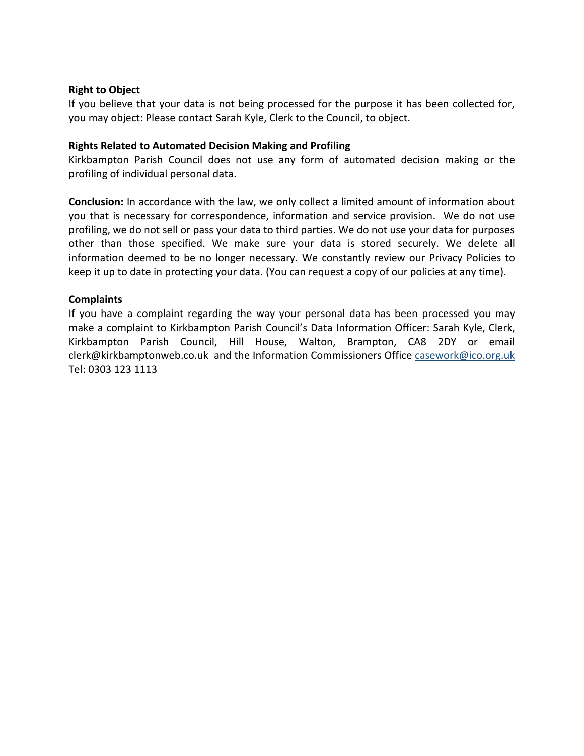**Right to Object**

If you believe that your data is not being processed for the purpose it has been collected for, you may object: Please contact Sarah Kyle, Clerk to the Council, to object.

**Rights Related to Automated Decision Making and Profiling**

Kirkbampton Parish Council does not use any form of automated decision making or the profiling of individual personal data.

**Conclusion:** In accordance with the law, we only collect a limited amount of information about you that is necessary for correspondence, information and service provision. We do not use profiling, we do not sell or pass your data to third parties. We do not use your data for purposes other than those specified. We make sure your data is stored securely. We delete all information deemed to be no longer necessary. We constantly review our Privacy Policies to keep it up to date in protecting your data. (You can request a copy of our policies at any time).

**Complaints**

If you have a complaint regarding the way your personal data has been processed you may make a complaint to Kirkbampton Parish Council's Data Information Officer: Sarah Kyle, Clerk, Kirkbampton Parish Council, Hill House, Walton, Brampton, CA8 2DY or email clerk@kirkbamptonweb.co.uk and the Information Commissioners Office casework@ico.org.uk Tel: 0303 123 1113